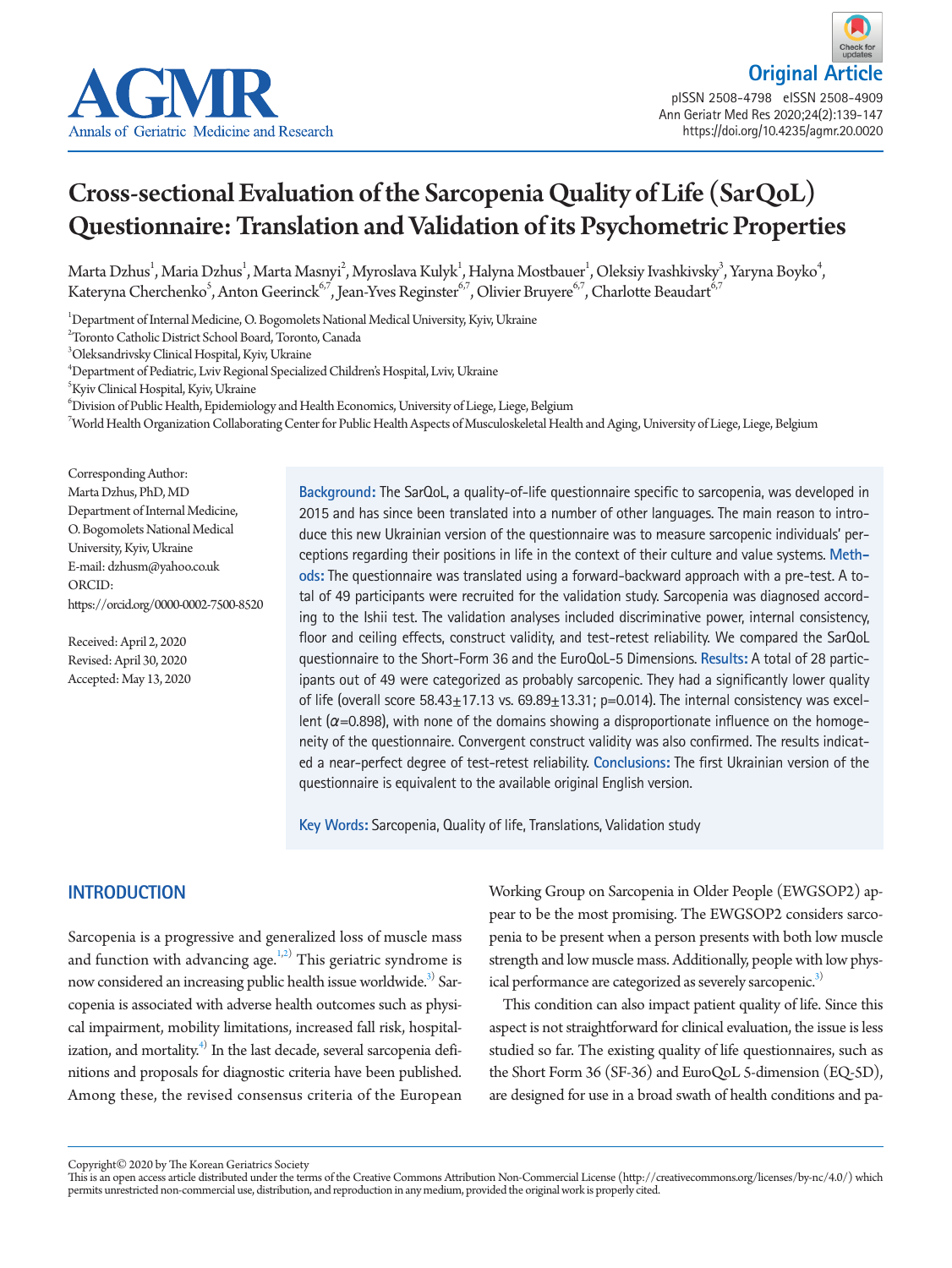Original Article

# Cross-sectional Evaluation of the Sarcopenia Quality of Life (SarQoL) Questionnaire: Translation and Validation of its Psychometric Properties

Marta Dzhus[1], Maria Dzhus[1], Marta Masnyi[2], Myroslava Kulyk[1], Halyna Mostbauer[1], Oleksiy Ivashkivsky[3], Yaryna Boyko[4], Kateryna Cherchenko[5], Anton Geerinck[6,7], Jean-Yves Reginster[6,7], Olivier Bruyere[6,7], Charlotte Beaudart[6,7]

[1]Department of Internal Medicine, O. Bogomolets National Medical University, Kyiv, Ukraine
[2]Toronto Catholic District School Board, Toronto, Canada
[3]Oleksandrivsky Clinical Hospital, Kyiv, Ukraine
[4]Department of Pediatric, Lviv Regional Specialized Children's Hospital, Lviv, Ukraine
[5]Kyiv Clinical Hospital, Kyiv, Ukraine
[6]Division of Public Health, Epidemiology and Health Economics, University of Liege, Liege, Belgium
[7]World Health Organization Collaborating Center for Public Health Aspects of Musculoskeletal Health and Aging, University of Liege, Liege, Belgium

Corresponding Author:
Marta Dzhus, PhD, MD
Department of Internal Medicine, O. Bogomolets National Medical University, Kyiv, Ukraine
E-mail: dzhusm@yahoo.co.uk
ORCID: https://orcid.org/0000-0002-7500-8520

Received: April 2, 2020
Revised: April 30, 2020
Accepted: May 13, 2020

**Background:** The SarQoL, a quality-of-life questionnaire specific to sarcopenia, was developed in 2015 and has since been translated into a number of other languages. The main reason to introduce this new Ukrainian version of the questionnaire was to measure sarcopenic individuals' perceptions regarding their positions in life in the context of their culture and value systems. **Methods:** The questionnaire was translated using a forward-backward approach with a pre-test. A total of 49 participants were recruited for the validation study. Sarcopenia was diagnosed according to the Ishii test. The validation analyses included discriminative power, internal consistency, floor and ceiling effects, construct validity, and test-retest reliability. We compared the SarQoL questionnaire to the Short-Form 36 and the EuroQoL-5 Dimensions. **Results:** A total of 28 participants out of 49 were categorized as probably sarcopenic. They had a significantly lower quality of life (overall score 58.43±17.13 vs. 69.89±13.31; p=0.014). The internal consistency was excellent ($\alpha$=0.898), with none of the domains showing a disproportionate influence on the homogeneity of the questionnaire. Convergent construct validity was also confirmed. The results indicated a near-perfect degree of test-retest reliability. **Conclusions:** The first Ukrainian version of the questionnaire is equivalent to the available original English version.

**Key Words:** Sarcopenia, Quality of life, Translations, Validation study

## INTRODUCTION

Sarcopenia is a progressive and generalized loss of muscle mass and function with advancing age.[1,2] This geriatric syndrome is now considered an increasing public health issue worldwide.[3] Sarcopenia is associated with adverse health outcomes such as physical impairment, mobility limitations, increased fall risk, hospitalization, and mortality.[4] In the last decade, several sarcopenia definitions and proposals for diagnostic criteria have been published. Among these, the revised consensus criteria of the European Working Group on Sarcopenia in Older People (EWGSOP2) appear to be the most promising. The EWGSOP2 considers sarcopenia to be present when a person presents with both low muscle strength and low muscle mass. Additionally, people with low physical performance are categorized as severely sarcopenic.[3]

This condition can also impact patient quality of life. Since this aspect is not straightforward for clinical evaluation, the issue is less studied so far. The existing quality of life questionnaires, such as the Short Form 36 (SF-36) and EuroQoL 5-dimension (EQ-5D), are designed for use in a broad swath of health conditions and pa-

Copyright© 2020 by The Korean Geriatrics Society
This is an open access article distributed under the terms of the Creative Commons Attribution Non-Commercial License (http://creativecommons.org/licenses/by-nc/4.0/) which permits unrestricted non-commercial use, distribution, and reproduction in any medium, provided the original work is properly cited.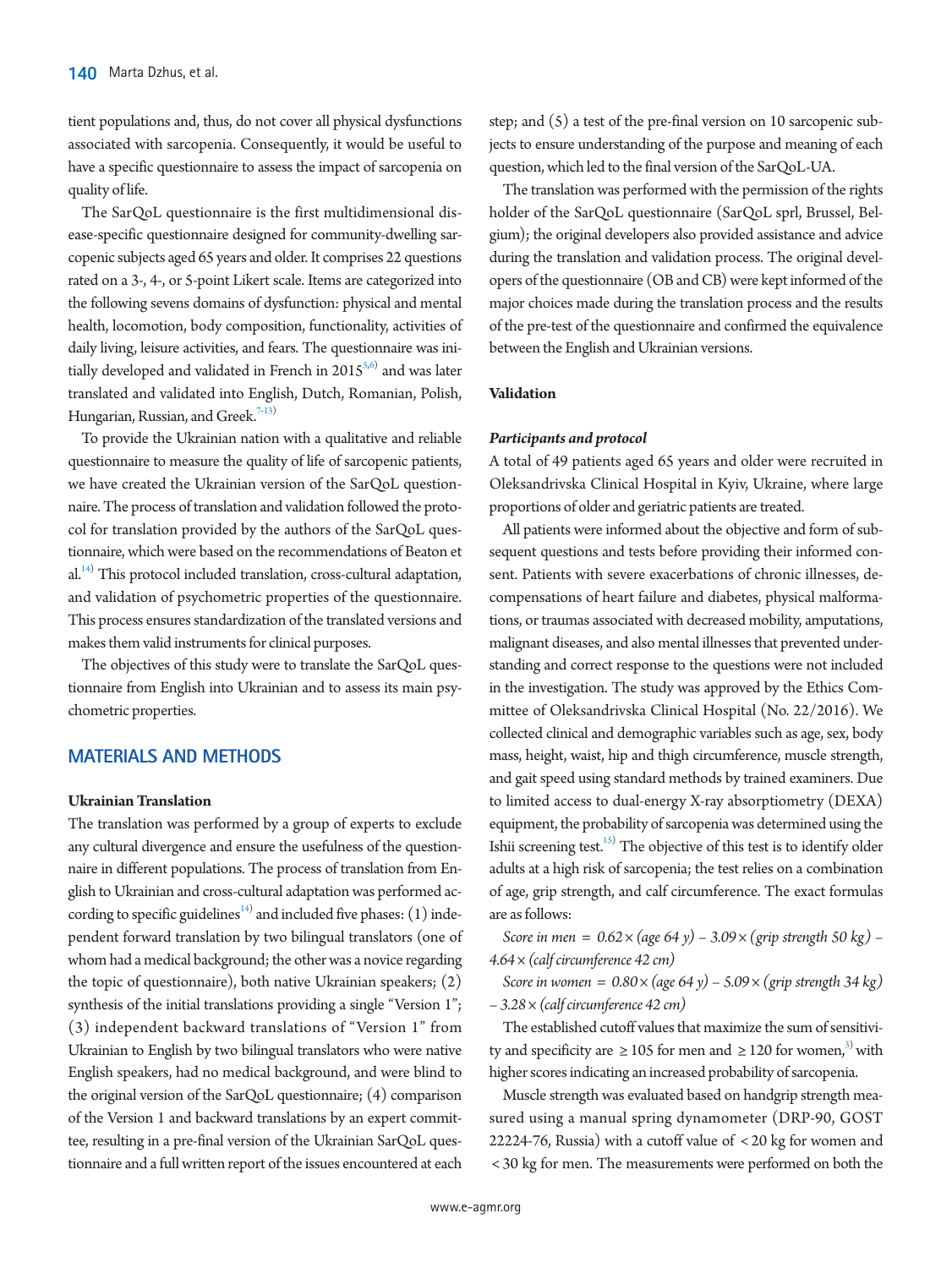tient populations and, thus, do not cover all physical dysfunctions associated with sarcopenia. Consequently, it would be useful to have a specific questionnaire to assess the impact of sarcopenia on quality of life.

The SarQoL questionnaire is the first multidimensional disease-specific questionnaire designed for community-dwelling sarcopenic subjects aged 65 years and older. It comprises 22 questions rated on a 3-, 4-, or 5-point Likert scale. Items are categorized into the following sevens domains of dysfunction: physical and mental health, locomotion, body composition, functionality, activities of daily living, leisure activities, and fears. The questionnaire was initially developed and validated in French in 2015[5,6] and was later translated and validated into English, Dutch, Romanian, Polish, Hungarian, Russian, and Greek.[7-13]

To provide the Ukrainian nation with a qualitative and reliable questionnaire to measure the quality of life of sarcopenic patients, we have created the Ukrainian version of the SarQoL questionnaire. The process of translation and validation followed the protocol for translation provided by the authors of the SarQoL questionnaire, which were based on the recommendations of Beaton et al.[14] This protocol included translation, cross-cultural adaptation, and validation of psychometric properties of the questionnaire. This process ensures standardization of the translated versions and makes them valid instruments for clinical purposes.

The objectives of this study were to translate the SarQoL questionnaire from English into Ukrainian and to assess its main psychometric properties.

## MATERIALS AND METHODS

### Ukrainian Translation

The translation was performed by a group of experts to exclude any cultural divergence and ensure the usefulness of the questionnaire in different populations. The process of translation from English to Ukrainian and cross-cultural adaptation was performed according to specific guidelines[14] and included five phases: (1) independent forward translation by two bilingual translators (one of whom had a medical background; the other was a novice regarding the topic of questionnaire), both native Ukrainian speakers; (2) synthesis of the initial translations providing a single "Version 1"; (3) independent backward translations of "Version 1" from Ukrainian to English by two bilingual translators who were native English speakers, had no medical background, and were blind to the original version of the SarQoL questionnaire; (4) comparison of the Version 1 and backward translations by an expert committee, resulting in a pre-final version of the Ukrainian SarQoL questionnaire and a full written report of the issues encountered at each step; and (5) a test of the pre-final version on 10 sarcopenic subjects to ensure understanding of the purpose and meaning of each question, which led to the final version of the SarQoL-UA.

The translation was performed with the permission of the rights holder of the SarQoL questionnaire (SarQoL sprl, Brussel, Belgium); the original developers also provided assistance and advice during the translation and validation process. The original developers of the questionnaire (OB and CB) were kept informed of the major choices made during the translation process and the results of the pre-test of the questionnaire and confirmed the equivalence between the English and Ukrainian versions.

### Validation

#### *Participants and protocol*

A total of 49 patients aged 65 years and older were recruited in Oleksandrivska Clinical Hospital in Kyiv, Ukraine, where large proportions of older and geriatric patients are treated.

All patients were informed about the objective and form of subsequent questions and tests before providing their informed consent. Patients with severe exacerbations of chronic illnesses, decompensations of heart failure and diabetes, physical malformations, or traumas associated with decreased mobility, amputations, malignant diseases, and also mental illnesses that prevented understanding and correct response to the questions were not included in the investigation. The study was approved by the Ethics Committee of Oleksandrivska Clinical Hospital (No. 22/2016). We collected clinical and demographic variables such as age, sex, body mass, height, waist, hip and thigh circumference, muscle strength, and gait speed using standard methods by trained examiners. Due to limited access to dual-energy X-ray absorptiometry (DEXA) equipment, the probability of sarcopenia was determined using the Ishii screening test.[15] The objective of this test is to identify older adults at a high risk of sarcopenia; the test relies on a combination of age, grip strength, and calf circumference. The exact formulas are as follows:

*Score in men = 0.62 × (age 64 y) – 3.09 × (grip strength 50 kg) – 4.64 × (calf circumference 42 cm)*

*Score in women = 0.80 × (age 64 y) – 5.09 × (grip strength 34 kg) – 3.28 × (calf circumference 42 cm)*

The established cutoff values that maximize the sum of sensitivity and specificity are ≥ 105 for men and ≥ 120 for women,[3] with higher scores indicating an increased probability of sarcopenia.

Muscle strength was evaluated based on handgrip strength measured using a manual spring dynamometer (DRP-90, GOST 22224-76, Russia) with a cutoff value of < 20 kg for women and < 30 kg for men. The measurements were performed on both the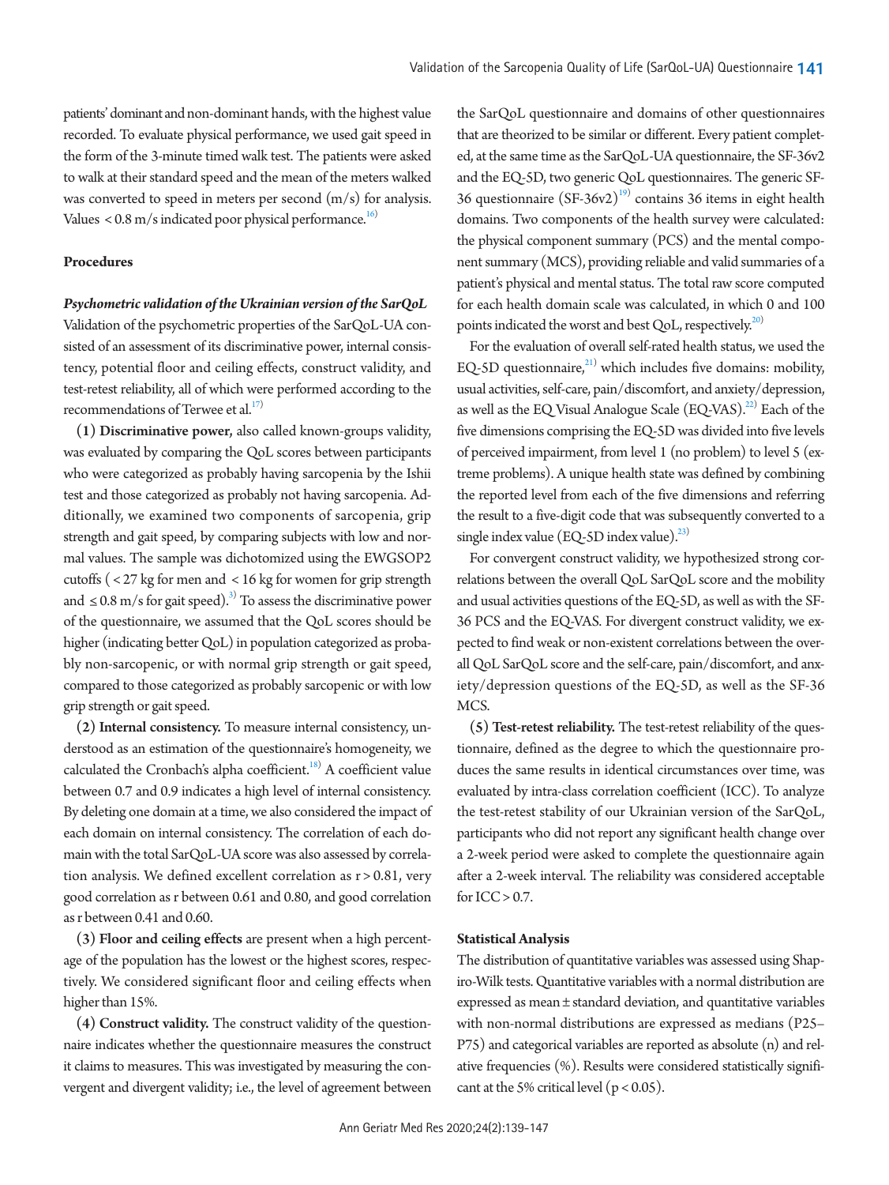patients' dominant and non-dominant hands, with the highest value recorded. To evaluate physical performance, we used gait speed in the form of the 3-minute timed walk test. The patients were asked to walk at their standard speed and the mean of the meters walked was converted to speed in meters per second (m/s) for analysis. Values < 0.8 m/s indicated poor physical performance.[16]

### Procedures

#### *Psychometric validation of the Ukrainian version of the SarQoL*

Validation of the psychometric properties of the SarQoL-UA consisted of an assessment of its discriminative power, internal consistency, potential floor and ceiling effects, construct validity, and test-retest reliability, all of which were performed according to the recommendations of Terwee et al.[17]

**(1) Discriminative power,** also called known-groups validity, was evaluated by comparing the QoL scores between participants who were categorized as probably having sarcopenia by the Ishii test and those categorized as probably not having sarcopenia. Additionally, we examined two components of sarcopenia, grip strength and gait speed, by comparing subjects with low and normal values. The sample was dichotomized using the EWGSOP2 cutoffs (< 27 kg for men and < 16 kg for women for grip strength and ≤ 0.8 m/s for gait speed).[3] To assess the discriminative power of the questionnaire, we assumed that the QoL scores should be higher (indicating better QoL) in population categorized as probably non-sarcopenic, or with normal grip strength or gait speed, compared to those categorized as probably sarcopenic or with low grip strength or gait speed.

**(2) Internal consistency.** To measure internal consistency, understood as an estimation of the questionnaire's homogeneity, we calculated the Cronbach's alpha coefficient.[18] A coefficient value between 0.7 and 0.9 indicates a high level of internal consistency. By deleting one domain at a time, we also considered the impact of each domain on internal consistency. The correlation of each domain with the total SarQoL-UA score was also assessed by correlation analysis. We defined excellent correlation as $r > 0.81$, very good correlation as r between 0.61 and 0.80, and good correlation as r between 0.41 and 0.60.

**(3) Floor and ceiling effects** are present when a high percentage of the population has the lowest or the highest scores, respectively. We considered significant floor and ceiling effects when higher than 15%.

**(4) Construct validity.** The construct validity of the questionnaire indicates whether the questionnaire measures the construct it claims to measures. This was investigated by measuring the convergent and divergent validity; i.e., the level of agreement between the SarQoL questionnaire and domains of other questionnaires that are theorized to be similar or different. Every patient completed, at the same time as the SarQoL-UA questionnaire, the SF-36v2 and the EQ-5D, two generic QoL questionnaires. The generic SF-36 questionnaire (SF-36v2)[19] contains 36 items in eight health domains. Two components of the health survey were calculated: the physical component summary (PCS) and the mental component summary (MCS), providing reliable and valid summaries of a patient's physical and mental status. The total raw score computed for each health domain scale was calculated, in which 0 and 100 points indicated the worst and best QoL, respectively.[20]

For the evaluation of overall self-rated health status, we used the EQ-5D questionnaire,[21] which includes five domains: mobility, usual activities, self-care, pain/discomfort, and anxiety/depression, as well as the EQ Visual Analogue Scale (EQ-VAS).[22] Each of the five dimensions comprising the EQ-5D was divided into five levels of perceived impairment, from level 1 (no problem) to level 5 (extreme problems). A unique health state was defined by combining the reported level from each of the five dimensions and referring the result to a five-digit code that was subsequently converted to a single index value (EQ-5D index value).[23]

For convergent construct validity, we hypothesized strong correlations between the overall QoL SarQoL score and the mobility and usual activities questions of the EQ-5D, as well as with the SF-36 PCS and the EQ-VAS. For divergent construct validity, we expected to find weak or non-existent correlations between the overall QoL SarQoL score and the self-care, pain/discomfort, and anxiety/depression questions of the EQ-5D, as well as the SF-36 MCS.

**(5) Test-retest reliability.** The test-retest reliability of the questionnaire, defined as the degree to which the questionnaire produces the same results in identical circumstances over time, was evaluated by intra-class correlation coefficient (ICC). To analyze the test-retest stability of our Ukrainian version of the SarQoL, participants who did not report any significant health change over a 2-week period were asked to complete the questionnaire again after a 2-week interval. The reliability was considered acceptable for ICC > 0.7.

### Statistical Analysis

The distribution of quantitative variables was assessed using Shapiro-Wilk tests. Quantitative variables with a normal distribution are expressed as mean ± standard deviation, and quantitative variables with non-normal distributions are expressed as medians (P25–P75) and categorical variables are reported as absolute (n) and relative frequencies (%). Results were considered statistically significant at the 5% critical level ($p < 0.05$).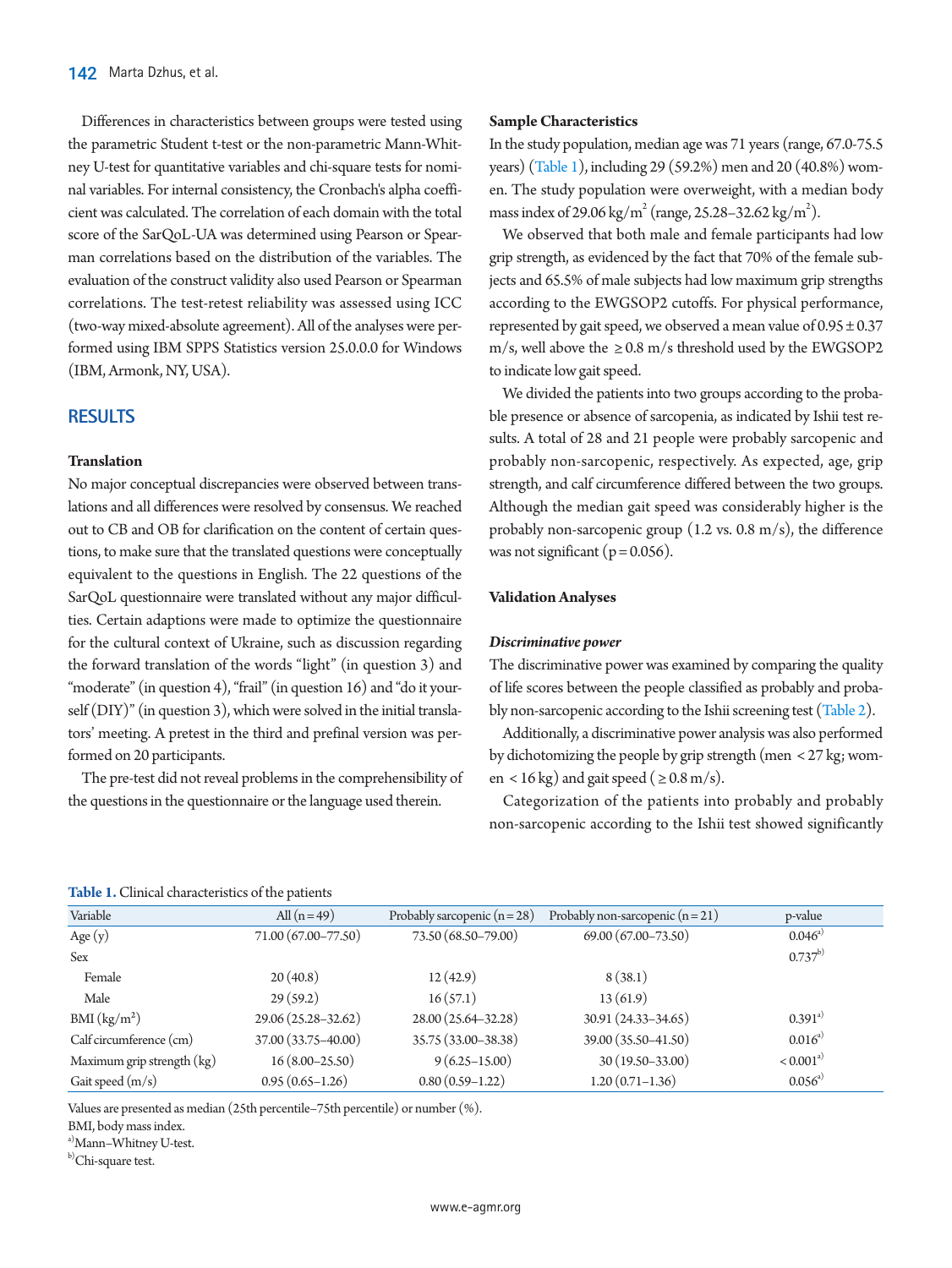Differences in characteristics between groups were tested using the parametric Student t-test or the non-parametric Mann-Whitney U-test for quantitative variables and chi-square tests for nominal variables. For internal consistency, the Cronbach's alpha coefficient was calculated. The correlation of each domain with the total score of the SarQoL-UA was determined using Pearson or Spearman correlations based on the distribution of the variables. The evaluation of the construct validity also used Pearson or Spearman correlations. The test-retest reliability was assessed using ICC (two-way mixed-absolute agreement). All of the analyses were performed using IBM SPPS Statistics version 25.0.0.0 for Windows (IBM, Armonk, NY, USA).

## RESULTS

### Translation

No major conceptual discrepancies were observed between translations and all differences were resolved by consensus. We reached out to CB and OB for clarification on the content of certain questions, to make sure that the translated questions were conceptually equivalent to the questions in English. The 22 questions of the SarQoL questionnaire were translated without any major difficulties. Certain adaptions were made to optimize the questionnaire for the cultural context of Ukraine, such as discussion regarding the forward translation of the words "light" (in question 3) and "moderate" (in question 4), "frail" (in question 16) and "do it yourself (DIY)" (in question 3), which were solved in the initial translators' meeting. A pretest in the third and prefinal version was performed on 20 participants.

The pre-test did not reveal problems in the comprehensibility of the questions in the questionnaire or the language used therein.

### Sample Characteristics

In the study population, median age was 71 years (range, 67.0-75.5 years) (Table 1), including 29 (59.2%) men and 20 (40.8%) women. The study population were overweight, with a median body mass index of 29.06 kg/m$^2$ (range, 25.28–32.62 kg/m$^2$).

We observed that both male and female participants had low grip strength, as evidenced by the fact that 70% of the female subjects and 65.5% of male subjects had low maximum grip strengths according to the EWGSOP2 cutoffs. For physical performance, represented by gait speed, we observed a mean value of 0.95 ± 0.37 m/s, well above the ≥ 0.8 m/s threshold used by the EWGSOP2 to indicate low gait speed.

We divided the patients into two groups according to the probable presence or absence of sarcopenia, as indicated by Ishii test results. A total of 28 and 21 people were probably sarcopenic and probably non-sarcopenic, respectively. As expected, age, grip strength, and calf circumference differed between the two groups. Although the median gait speed was considerably higher is the probably non-sarcopenic group (1.2 vs. 0.8 m/s), the difference was not significant (p = 0.056).

### Validation Analyses

#### *Discriminative power*

The discriminative power was examined by comparing the quality of life scores between the people classified as probably and probably non-sarcopenic according to the Ishii screening test (Table 2).

Additionally, a discriminative power analysis was also performed by dichotomizing the people by grip strength (men < 27 kg; women < 16 kg) and gait speed ( ≥ 0.8 m/s).

Categorization of the patients into probably and probably non-sarcopenic according to the Ishii test showed significantly

**Table 1.** Clinical characteristics of the patients

| Variable | All (n = 49) | Probably sarcopenic (n = 28) | Probably non-sarcopenic (n = 21) | p-value |
|---|---|---|---|---|
| Age (y) | 71.00 (67.00–77.50) | 73.50 (68.50–79.00) | 69.00 (67.00–73.50) | 0.046[a] |
| Sex | | | | 0.737[b] |
| Female | 20 (40.8) | 12 (42.9) | 8 (38.1) | |
| Male | 29 (59.2) | 16 (57.1) | 13 (61.9) | |
| BMI (kg/m$^2$) | 29.06 (25.28–32.62) | 28.00 (25.64–32.28) | 30.91 (24.33–34.65) | 0.391[a] |
| Calf circumference (cm) | 37.00 (33.75–40.00) | 35.75 (33.00–38.38) | 39.00 (35.50–41.50) | 0.016[a] |
| Maximum grip strength (kg) | 16 (8.00–25.50) | 9 (6.25–15.00) | 30 (19.50–33.00) | < 0.001[a] |
| Gait speed (m/s) | 0.95 (0.65–1.26) | 0.80 (0.59–1.22) | 1.20 (0.71–1.36) | 0.056[a] |

Values are presented as median (25th percentile–75th percentile) or number (%).
BMI, body mass index.
[a]Mann–Whitney U-test.
[b]Chi-square test.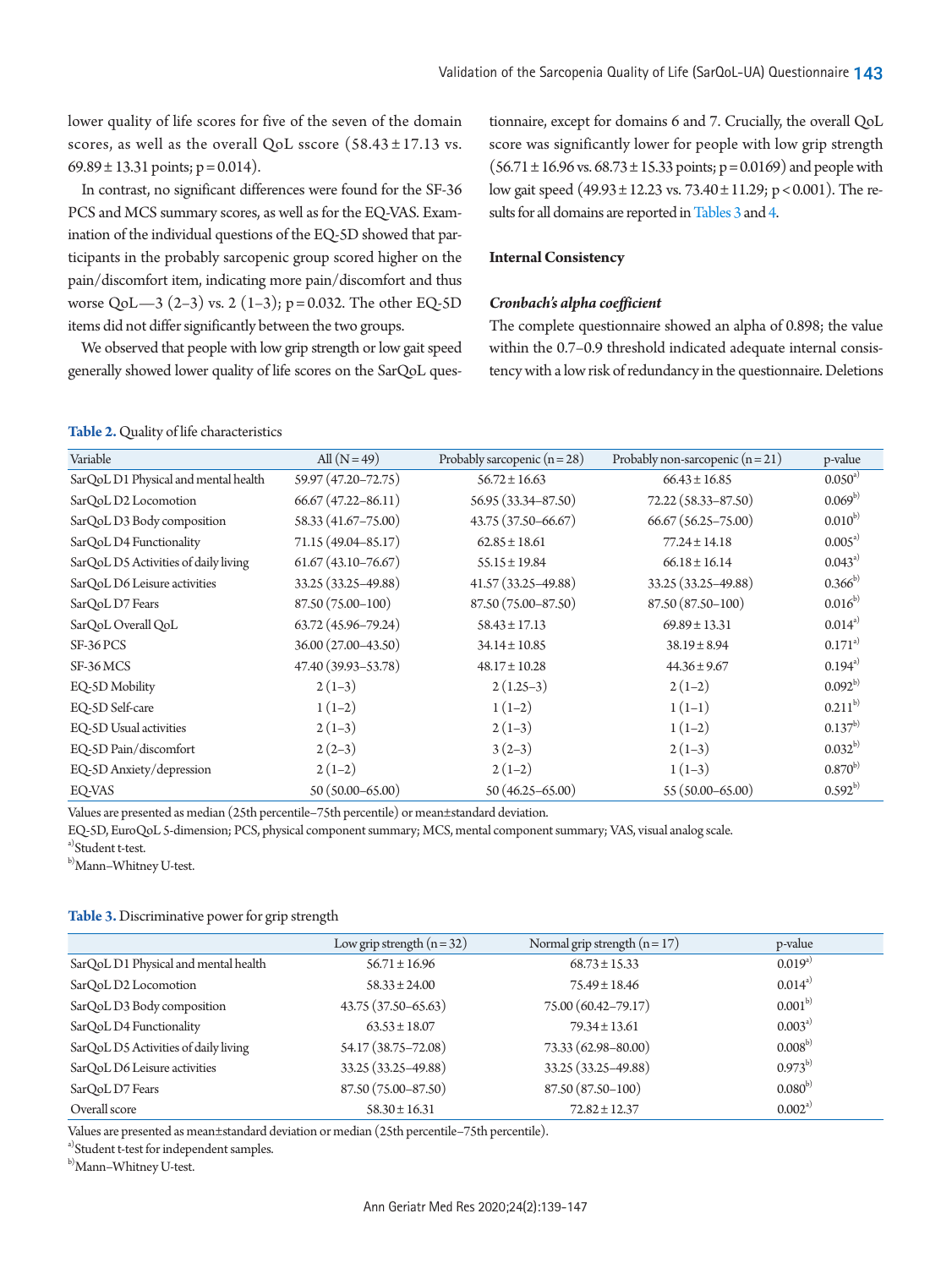lower quality of life scores for five of the seven of the domain scores, as well as the overall QoL sscore (58.43 ± 17.13 vs. 69.89 ± 13.31 points; p = 0.014).

In contrast, no significant differences were found for the SF-36 PCS and MCS summary scores, as well as for the EQ-VAS. Examination of the individual questions of the EQ-5D showed that participants in the probably sarcopenic group scored higher on the pain/discomfort item, indicating more pain/discomfort and thus worse QoL—3 (2–3) vs. 2 (1–3); p = 0.032. The other EQ-5D items did not differ significantly between the two groups.

We observed that people with low grip strength or low gait speed generally showed lower quality of life scores on the SarQoL questionnaire, except for domains 6 and 7. Crucially, the overall QoL score was significantly lower for people with low grip strength (56.71 ± 16.96 vs. 68.73 ± 15.33 points; p = 0.0169) and people with low gait speed (49.93 ± 12.23 vs. 73.40 ± 11.29; p < 0.001). The results for all domains are reported in Tables 3 and 4.

### Internal Consistency

#### *Cronbach's alpha coefficient*

The complete questionnaire showed an alpha of 0.898; the value within the 0.7–0.9 threshold indicated adequate internal consistency with a low risk of redundancy in the questionnaire. Deletions

**Table 2.** Quality of life characteristics

| Variable | All (N = 49) | Probably sarcopenic (n = 28) | Probably non-sarcopenic (n = 21) | p-value |
|---|---|---|---|---|
| SarQoL D1 Physical and mental health | 59.97 (47.20–72.75) | 56.72 ± 16.63 | 66.43 ± 16.85 | 0.050[a] |
| SarQoL D2 Locomotion | 66.67 (47.22–86.11) | 56.95 (33.34–87.50) | 72.22 (58.33–87.50) | 0.069[b] |
| SarQoL D3 Body composition | 58.33 (41.67–75.00) | 43.75 (37.50–66.67) | 66.67 (56.25–75.00) | 0.010[b] |
| SarQoL D4 Functionality | 71.15 (49.04–85.17) | 62.85 ± 18.61 | 77.24 ± 14.18 | 0.005[a] |
| SarQoL D5 Activities of daily living | 61.67 (43.10–76.67) | 55.15 ± 19.84 | 66.18 ± 16.14 | 0.043[a] |
| SarQoL D6 Leisure activities | 33.25 (33.25–49.88) | 41.57 (33.25–49.88) | 33.25 (33.25–49.88) | 0.366[b] |
| SarQoL D7 Fears | 87.50 (75.00–100) | 87.50 (75.00–87.50) | 87.50 (87.50–100) | 0.016[b] |
| SarQoL Overall QoL | 63.72 (45.96–79.24) | 58.43 ± 17.13 | 69.89 ± 13.31 | 0.014[a] |
| SF-36 PCS | 36.00 (27.00–43.50) | 34.14 ± 10.85 | 38.19 ± 8.94 | 0.171[a] |
| SF-36 MCS | 47.40 (39.93–53.78) | 48.17 ± 10.28 | 44.36 ± 9.67 | 0.194[a] |
| EQ-5D Mobility | 2 (1–3) | 2 (1.25–3) | 2 (1–2) | 0.092[b] |
| EQ-5D Self-care | 1 (1–2) | 1 (1–2) | 1 (1–1) | 0.211[b] |
| EQ-5D Usual activities | 2 (1–3) | 2 (1–3) | 1 (1–2) | 0.137[b] |
| EQ-5D Pain/discomfort | 2 (2–3) | 3 (2–3) | 2 (1–3) | 0.032[b] |
| EQ-5D Anxiety/depression | 2 (1–2) | 2 (1–2) | 1 (1–3) | 0.870[b] |
| EQ-VAS | 50 (50.00–65.00) | 50 (46.25–65.00) | 55 (50.00–65.00) | 0.592[b] |

Values are presented as median (25th percentile–75th percentile) or mean±standard deviation.

EQ-5D, EuroQoL 5-dimension; PCS, physical component summary; MCS, mental component summary; VAS, visual analog scale.

[a]Student t-test.

[b]Mann–Whitney U-test.

**Table 3.** Discriminative power for grip strength

| | Low grip strength (n = 32) | Normal grip strength (n = 17) | p-value |
|---|---|---|---|
| SarQoL D1 Physical and mental health | 56.71 ± 16.96 | 68.73 ± 15.33 | 0.019[a] |
| SarQoL D2 Locomotion | 58.33 ± 24.00 | 75.49 ± 18.46 | 0.014[a] |
| SarQoL D3 Body composition | 43.75 (37.50–65.63) | 75.00 (60.42–79.17) | 0.001[b] |
| SarQoL D4 Functionality | 63.53 ± 18.07 | 79.34 ± 13.61 | 0.003[a] |
| SarQoL D5 Activities of daily living | 54.17 (38.75–72.08) | 73.33 (62.98–80.00) | 0.008[b] |
| SarQoL D6 Leisure activities | 33.25 (33.25–49.88) | 33.25 (33.25–49.88) | 0.973[b] |
| SarQoL D7 Fears | 87.50 (75.00–87.50) | 87.50 (87.50–100) | 0.080[b] |
| Overall score | 58.30 ± 16.31 | 72.82 ± 12.37 | 0.002[a] |

Values are presented as mean±standard deviation or median (25th percentile–75th percentile).

[a]Student t-test for independent samples.

[b]Mann–Whitney U-test.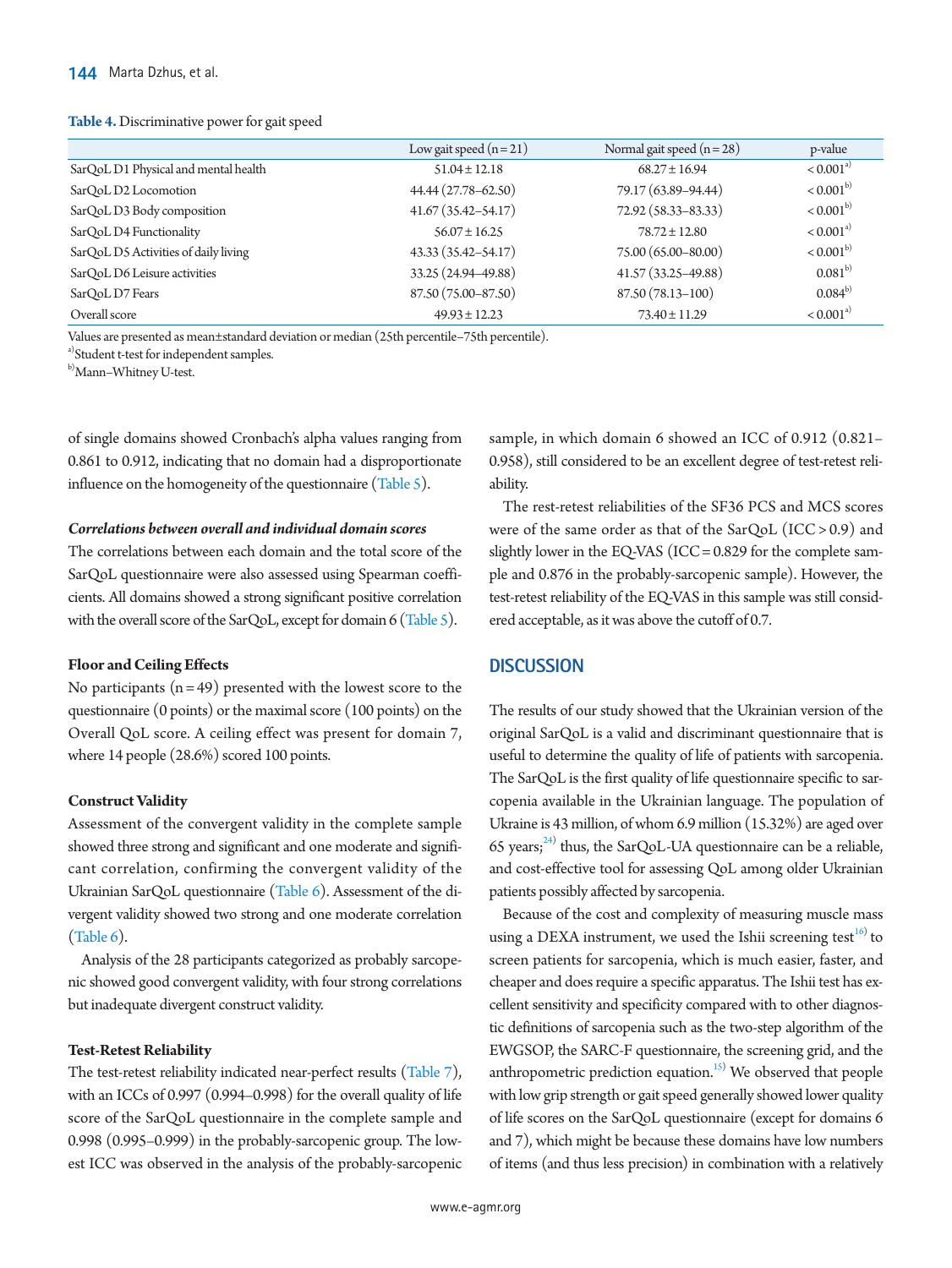**Table 4.** Discriminative power for gait speed

| | Low gait speed (n = 21) | Normal gait speed (n = 28) | p-value |
|---|---|---|---|
| SarQoL D1 Physical and mental health | 51.04 ± 12.18 | 68.27 ± 16.94 | < 0.001[a] |
| SarQoL D2 Locomotion | 44.44 (27.78–62.50) | 79.17 (63.89–94.44) | < 0.001[b] |
| SarQoL D3 Body composition | 41.67 (35.42–54.17) | 72.92 (58.33–83.33) | < 0.001[b] |
| SarQoL D4 Functionality | 56.07 ± 16.25 | 78.72 ± 12.80 | < 0.001[a] |
| SarQoL D5 Activities of daily living | 43.33 (35.42–54.17) | 75.00 (65.00–80.00) | < 0.001[b] |
| SarQoL D6 Leisure activities | 33.25 (24.94–49.88) | 41.57 (33.25–49.88) | 0.081[b] |
| SarQoL D7 Fears | 87.50 (75.00–87.50) | 87.50 (78.13–100) | 0.084[b] |
| Overall score | 49.93 ± 12.23 | 73.40 ± 11.29 | < 0.001[a] |

Values are presented as mean±standard deviation or median (25th percentile–75th percentile).
[a]Student t-test for independent samples.
[b]Mann–Whitney U-test.

of single domains showed Cronbach's alpha values ranging from 0.861 to 0.912, indicating that no domain had a disproportionate influence on the homogeneity of the questionnaire (Table 5).

#### *Correlations between overall and individual domain scores*

The correlations between each domain and the total score of the SarQoL questionnaire were also assessed using Spearman coefficients. All domains showed a strong significant positive correlation with the overall score of the SarQoL, except for domain 6 (Table 5).

#### Floor and Ceiling Effects

No participants (n = 49) presented with the lowest score to the questionnaire (0 points) or the maximal score (100 points) on the Overall QoL score. A ceiling effect was present for domain 7, where 14 people (28.6%) scored 100 points.

#### Construct Validity

Assessment of the convergent validity in the complete sample showed three strong and significant and one moderate and significant correlation, confirming the convergent validity of the Ukrainian SarQoL questionnaire (Table 6). Assessment of the divergent validity showed two strong and one moderate correlation (Table 6).

Analysis of the 28 participants categorized as probably sarcopenic showed good convergent validity, with four strong correlations but inadequate divergent construct validity.

#### Test-Retest Reliability

The test-retest reliability indicated near-perfect results (Table 7), with an ICCs of 0.997 (0.994–0.998) for the overall quality of life score of the SarQoL questionnaire in the complete sample and 0.998 (0.995–0.999) in the probably-sarcopenic group. The lowest ICC was observed in the analysis of the probably-sarcopenic sample, in which domain 6 showed an ICC of 0.912 (0.821–0.958), still considered to be an excellent degree of test-retest reliability.

The rest-retest reliabilities of the SF36 PCS and MCS scores were of the same order as that of the SarQoL (ICC > 0.9) and slightly lower in the EQ-VAS (ICC = 0.829 for the complete sample and 0.876 in the probably-sarcopenic sample). However, the test-retest reliability of the EQ-VAS in this sample was still considered acceptable, as it was above the cutoff of 0.7.

## DISCUSSION

The results of our study showed that the Ukrainian version of the original SarQoL is a valid and discriminant questionnaire that is useful to determine the quality of life of patients with sarcopenia. The SarQoL is the first quality of life questionnaire specific to sarcopenia available in the Ukrainian language. The population of Ukraine is 43 million, of whom 6.9 million (15.32%) are aged over 65 years;[24] thus, the SarQoL-UA questionnaire can be a reliable, and cost-effective tool for assessing QoL among older Ukrainian patients possibly affected by sarcopenia.

Because of the cost and complexity of measuring muscle mass using a DEXA instrument, we used the Ishii screening test[16] to screen patients for sarcopenia, which is much easier, faster, and cheaper and does require a specific apparatus. The Ishii test has excellent sensitivity and specificity compared with to other diagnostic definitions of sarcopenia such as the two-step algorithm of the EWGSOP, the SARC-F questionnaire, the screening grid, and the anthropometric prediction equation.[15] We observed that people with low grip strength or gait speed generally showed lower quality of life scores on the SarQoL questionnaire (except for domains 6 and 7), which might be because these domains have low numbers of items (and thus less precision) in combination with a relatively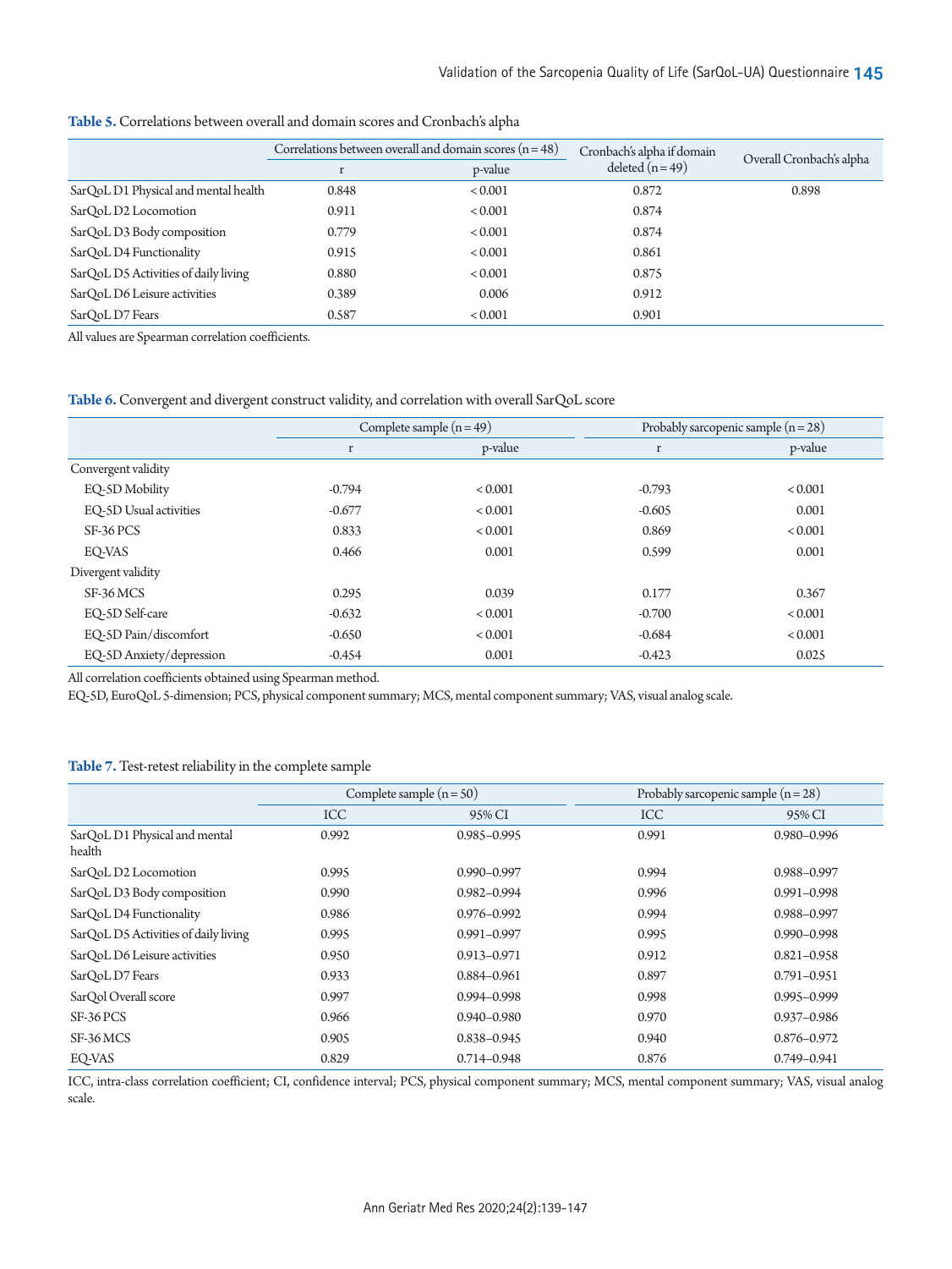**Table 5.** Correlations between overall and domain scores and Cronbach's alpha

| | Correlations between overall and domain scores (n = 48) | | Cronbach's alpha if domain deleted (n = 49) | Overall Cronbach's alpha |
|---|---|---|---|---|
| | r | p-value | | |
| SarQoL D1 Physical and mental health | 0.848 | < 0.001 | 0.872 | 0.898 |
| SarQoL D2 Locomotion | 0.911 | < 0.001 | 0.874 | |
| SarQoL D3 Body composition | 0.779 | < 0.001 | 0.874 | |
| SarQoL D4 Functionality | 0.915 | < 0.001 | 0.861 | |
| SarQoL D5 Activities of daily living | 0.880 | < 0.001 | 0.875 | |
| SarQoL D6 Leisure activities | 0.389 | 0.006 | 0.912 | |
| SarQoL D7 Fears | 0.587 | < 0.001 | 0.901 | |

All values are Spearman correlation coefficients.

**Table 6.** Convergent and divergent construct validity, and correlation with overall SarQoL score

| | Complete sample (n = 49) | | Probably sarcopenic sample (n = 28) | |
|---|---|---|---|---|
| | r | p-value | r | p-value |
| Convergent validity | | | | |
| EQ-5D Mobility | -0.794 | < 0.001 | -0.793 | < 0.001 |
| EQ-5D Usual activities | -0.677 | < 0.001 | -0.605 | 0.001 |
| SF-36 PCS | 0.833 | < 0.001 | 0.869 | < 0.001 |
| EQ-VAS | 0.466 | 0.001 | 0.599 | 0.001 |
| Divergent validity | | | | |
| SF-36 MCS | 0.295 | 0.039 | 0.177 | 0.367 |
| EQ-5D Self-care | -0.632 | < 0.001 | -0.700 | < 0.001 |
| EQ-5D Pain/discomfort | -0.650 | < 0.001 | -0.684 | < 0.001 |
| EQ-5D Anxiety/depression | -0.454 | 0.001 | -0.423 | 0.025 |

All correlation coefficients obtained using Spearman method.

EQ-5D, EuroQoL 5-dimension; PCS, physical component summary; MCS, mental component summary; VAS, visual analog scale.

**Table 7.** Test-retest reliability in the complete sample

| | Complete sample (n = 50) | | Probably sarcopenic sample (n = 28) | |
|---|---|---|---|---|
| | ICC | 95% CI | ICC | 95% CI |
| SarQoL D1 Physical and mental health | 0.992 | 0.985–0.995 | 0.991 | 0.980–0.996 |
| SarQoL D2 Locomotion | 0.995 | 0.990–0.997 | 0.994 | 0.988–0.997 |
| SarQoL D3 Body composition | 0.990 | 0.982–0.994 | 0.996 | 0.991–0.998 |
| SarQoL D4 Functionality | 0.986 | 0.976–0.992 | 0.994 | 0.988–0.997 |
| SarQoL D5 Activities of daily living | 0.995 | 0.991–0.997 | 0.995 | 0.990–0.998 |
| SarQoL D6 Leisure activities | 0.950 | 0.913–0.971 | 0.912 | 0.821–0.958 |
| SarQoL D7 Fears | 0.933 | 0.884–0.961 | 0.897 | 0.791–0.951 |
| SarQol Overall score | 0.997 | 0.994–0.998 | 0.998 | 0.995–0.999 |
| SF-36 PCS | 0.966 | 0.940–0.980 | 0.970 | 0.937–0.986 |
| SF-36 MCS | 0.905 | 0.838–0.945 | 0.940 | 0.876–0.972 |
| EQ-VAS | 0.829 | 0.714–0.948 | 0.876 | 0.749–0.941 |

ICC, intra-class correlation coefficient; CI, confidence interval; PCS, physical component summary; MCS, mental component summary; VAS, visual analog scale.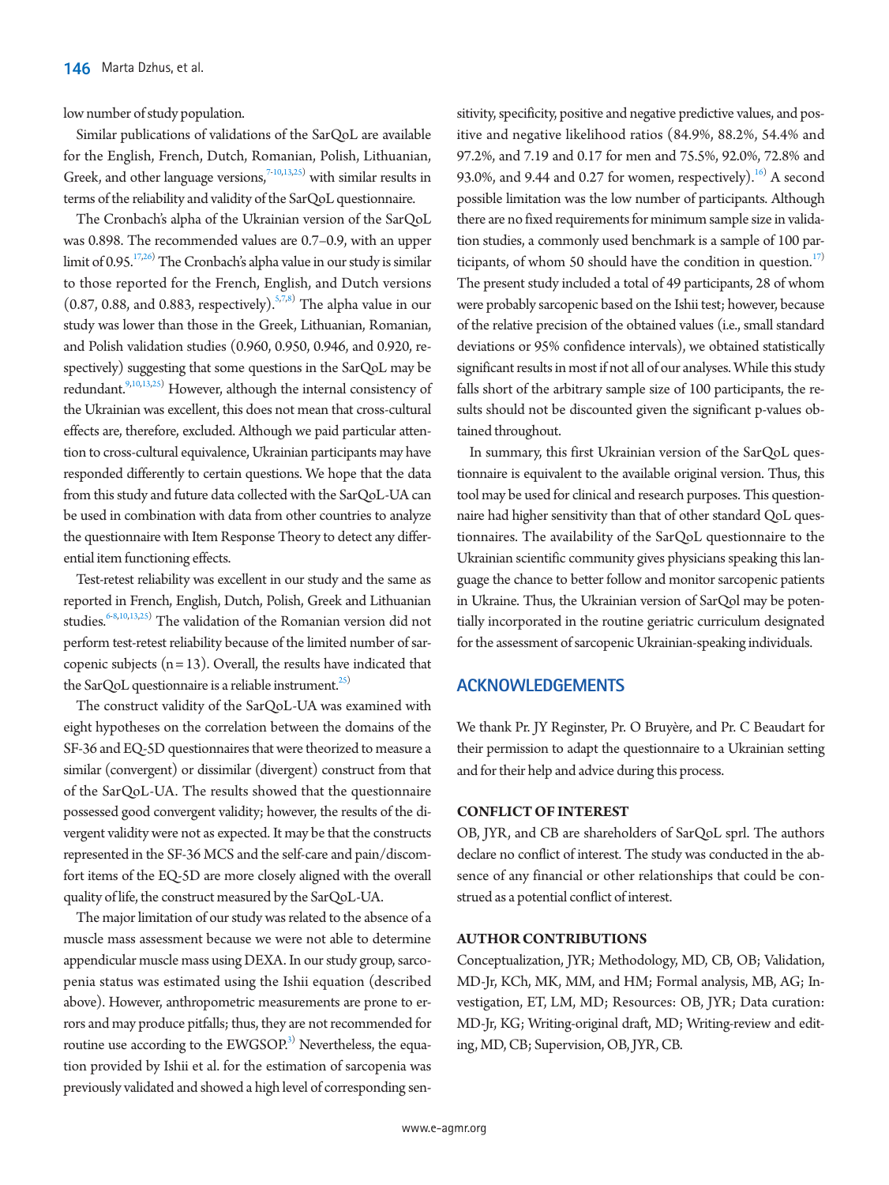low number of study population.

Similar publications of validations of the SarQoL are available for the English, French, Dutch, Romanian, Polish, Lithuanian, Greek, and other language versions,[7-10,13,25)] with similar results in terms of the reliability and validity of the SarQoL questionnaire.

The Cronbach's alpha of the Ukrainian version of the SarQoL was 0.898. The recommended values are 0.7–0.9, with an upper limit of 0.95.[17,26)] The Cronbach's alpha value in our study is similar to those reported for the French, English, and Dutch versions (0.87, 0.88, and 0.883, respectively).[5,7,8)] The alpha value in our study was lower than those in the Greek, Lithuanian, Romanian, and Polish validation studies (0.960, 0.950, 0.946, and 0.920, respectively) suggesting that some questions in the SarQoL may be redundant.[9,10,13,25)] However, although the internal consistency of the Ukrainian was excellent, this does not mean that cross-cultural effects are, therefore, excluded. Although we paid particular attention to cross-cultural equivalence, Ukrainian participants may have responded differently to certain questions. We hope that the data from this study and future data collected with the SarQoL-UA can be used in combination with data from other countries to analyze the questionnaire with Item Response Theory to detect any differential item functioning effects.

Test-retest reliability was excellent in our study and the same as reported in French, English, Dutch, Polish, Greek and Lithuanian studies.[6-8,10,13,25)] The validation of the Romanian version did not perform test-retest reliability because of the limited number of sarcopenic subjects (n = 13). Overall, the results have indicated that the SarQoL questionnaire is a reliable instrument.[25)]

The construct validity of the SarQoL-UA was examined with eight hypotheses on the correlation between the domains of the SF-36 and EQ-5D questionnaires that were theorized to measure a similar (convergent) or dissimilar (divergent) construct from that of the SarQoL-UA. The results showed that the questionnaire possessed good convergent validity; however, the results of the divergent validity were not as expected. It may be that the constructs represented in the SF-36 MCS and the self-care and pain/discomfort items of the EQ-5D are more closely aligned with the overall quality of life, the construct measured by the SarQoL-UA.

The major limitation of our study was related to the absence of a muscle mass assessment because we were not able to determine appendicular muscle mass using DEXA. In our study group, sarcopenia status was estimated using the Ishii equation (described above). However, anthropometric measurements are prone to errors and may produce pitfalls; thus, they are not recommended for routine use according to the EWGSOP.[3)] Nevertheless, the equation provided by Ishii et al. for the estimation of sarcopenia was previously validated and showed a high level of corresponding sensitivity, specificity, positive and negative predictive values, and positive and negative likelihood ratios (84.9%, 88.2%, 54.4% and 97.2%, and 7.19 and 0.17 for men and 75.5%, 92.0%, 72.8% and 93.0%, and 9.44 and 0.27 for women, respectively).[16)] A second possible limitation was the low number of participants. Although there are no fixed requirements for minimum sample size in validation studies, a commonly used benchmark is a sample of 100 participants, of whom 50 should have the condition in question.[17)] The present study included a total of 49 participants, 28 of whom were probably sarcopenic based on the Ishii test; however, because of the relative precision of the obtained values (i.e., small standard deviations or 95% confidence intervals), we obtained statistically significant results in most if not all of our analyses. While this study falls short of the arbitrary sample size of 100 participants, the results should not be discounted given the significant p-values obtained throughout.

In summary, this first Ukrainian version of the SarQoL questionnaire is equivalent to the available original version. Thus, this tool may be used for clinical and research purposes. This questionnaire had higher sensitivity than that of other standard QoL questionnaires. The availability of the SarQoL questionnaire to the Ukrainian scientific community gives physicians speaking this language the chance to better follow and monitor sarcopenic patients in Ukraine. Thus, the Ukrainian version of SarQol may be potentially incorporated in the routine geriatric curriculum designated for the assessment of sarcopenic Ukrainian-speaking individuals.

## ACKNOWLEDGEMENTS

We thank Pr. JY Reginster, Pr. O Bruyère, and Pr. C Beaudart for their permission to adapt the questionnaire to a Ukrainian setting and for their help and advice during this process.

### CONFLICT OF INTEREST

OB, JYR, and CB are shareholders of SarQoL sprl. The authors declare no conflict of interest. The study was conducted in the absence of any financial or other relationships that could be construed as a potential conflict of interest.

### AUTHOR CONTRIBUTIONS

Conceptualization, JYR; Methodology, MD, CB, OB; Validation, MD-Jr, KCh, MK, MM, and HM; Formal analysis, MB, AG; Investigation, ET, LM, MD; Resources: OB, JYR; Data curation: MD-Jr, KG; Writing-original draft, MD; Writing-review and editing, MD, CB; Supervision, OB, JYR, CB.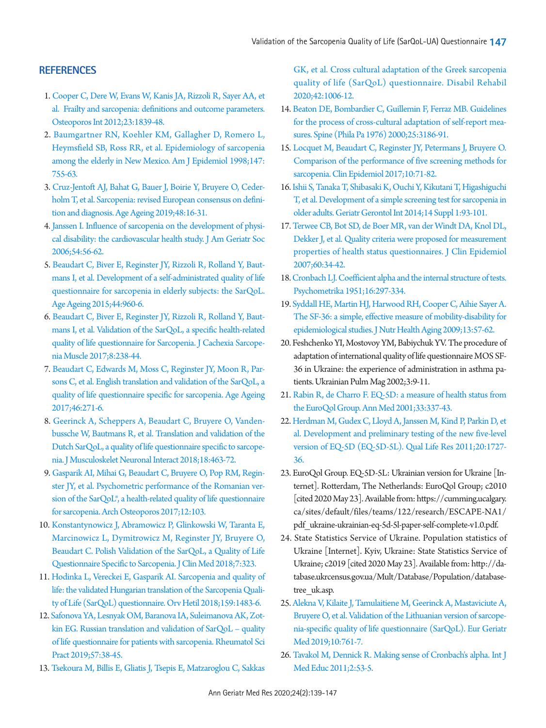## REFERENCES

1. Cooper C, Dere W, Evans W, Kanis JA, Rizzoli R, Sayer AA, et al. Frailty and sarcopenia: definitions and outcome parameters. Osteoporos Int 2012;23:1839-48.
2. Baumgartner RN, Koehler KM, Gallagher D, Romero L, Heymsfield SB, Ross RR, et al. Epidemiology of sarcopenia among the elderly in New Mexico. Am J Epidemiol 1998;147:755-63.
3. Cruz-Jentoft AJ, Bahat G, Bauer J, Boirie Y, Bruyere O, Cederholm T, et al. Sarcopenia: revised European consensus on definition and diagnosis. Age Ageing 2019;48:16-31.
4. Janssen I. Influence of sarcopenia on the development of physical disability: the cardiovascular health study. J Am Geriatr Soc 2006;54:56-62.
5. Beaudart C, Biver E, Reginster JY, Rizzoli R, Rolland Y, Bautmans I, et al. Development of a self-administrated quality of life questionnaire for sarcopenia in elderly subjects: the SarQoL. Age Ageing 2015;44:960-6.
6. Beaudart C, Biver E, Reginster JY, Rizzoli R, Rolland Y, Bautmans I, et al. Validation of the SarQoL, a specific health-related quality of life questionnaire for Sarcopenia. J Cachexia Sarcopenia Muscle 2017;8:238-44.
7. Beaudart C, Edwards M, Moss C, Reginster JY, Moon R, Parsons C, et al. English translation and validation of the SarQoL, a quality of life questionnaire specific for sarcopenia. Age Ageing 2017;46:271-6.
8. Geerinck A, Scheppers A, Beaudart C, Bruyere O, Vandenbussche W, Bautmans R, et al. Translation and validation of the Dutch SarQoL, a quality of life questionnaire specific to sarcopenia. J Musculoskelet Neuronal Interact 2018;18:463-72.
9. Gasparik AI, Mihai G, Beaudart C, Bruyere O, Pop RM, Reginster JY, et al. Psychometric performance of the Romanian version of the SarQoL®, a health-related quality of life questionnaire for sarcopenia. Arch Osteoporos 2017;12:103.
10. Konstantynowicz J, Abramowicz P, Glinkowski W, Taranta E, Marcinowicz L, Dymitrowicz M, Reginster JY, Bruyere O, Beaudart C. Polish Validation of the SarQoL, a Quality of Life Questionnaire Specific to Sarcopenia. J Clin Med 2018;7:323.
11. Hodinka L, Vereckei E, Gasparik AI. Sarcopenia and quality of life: the validated Hungarian translation of the Sarcopenia Quality of Life (SarQoL) questionnaire. Orv Hetil 2018;159:1483-6.
12. Safonova YA, Lesnyak OM, Baranova IA, Suleimanova AK, Zotkin EG. Russian translation and validation of SarQoL – quality of life questionnaire for patients with sarcopenia. Rheumatol Sci Pract 2019;57:38-45.
13. Tsekoura M, Billis E, Gliatis J, Tsepis E, Matzaroglou C, Sakkas GK, et al. Cross cultural adaptation of the Greek sarcopenia quality of life (SarQoL) questionnaire. Disabil Rehabil 2020;42:1006-12.
14. Beaton DE, Bombardier C, Guillemin F, Ferraz MB. Guidelines for the process of cross-cultural adaptation of self-report measures. Spine (Phila Pa 1976) 2000;25:3186-91.
15. Locquet M, Beaudart C, Reginster JY, Petermans J, Bruyere O. Comparison of the performance of five screening methods for sarcopenia. Clin Epidemiol 2017;10:71-82.
16. Ishii S, Tanaka T, Shibasaki K, Ouchi Y, Kikutani T, Higashiguchi T, et al. Development of a simple screening test for sarcopenia in older adults. Geriatr Gerontol Int 2014;14 Suppl 1:93-101.
17. Terwee CB, Bot SD, de Boer MR, van der Windt DA, Knol DL, Dekker J, et al. Quality criteria were proposed for measurement properties of health status questionnaires. J Clin Epidemiol 2007;60:34-42.
18. Cronbach LJ. Coefficient alpha and the internal structure of tests. Psychometrika 1951;16:297-334.
19. Syddall HE, Martin HJ, Harwood RH, Cooper C, Aihie Sayer A. The SF-36: a simple, effective measure of mobility-disability for epidemiological studies. J Nutr Health Aging 2009;13:57-62.
20. Feshchenko YI, Mostovoy YM, Babiychuk YV. The procedure of adaptation of international quality of life questionnaire MOS SF-36 in Ukraine: the experience of administration in asthma patients. Ukrainian Pulm Mag 2002;3:9-11.
21. Rabin R, de Charro F. EQ-5D: a measure of health status from the EuroQol Group. Ann Med 2001;33:337-43.
22. Herdman M, Gudex C, Lloyd A, Janssen M, Kind P, Parkin D, et al. Development and preliminary testing of the new five-level version of EQ-5D (EQ-5D-5L). Qual Life Res 2011;20:1727-36.
23. EuroQol Group. EQ-5D-5L: Ukrainian version for Ukraine [Internet]. Rotterdam, The Netherlands: EuroQol Group; c2010 [cited 2020 May 23]. Available from: https://cumming.ucalgary.ca/sites/default/files/teams/122/research/ESCAPE-NA1/pdf_ukraine-ukrainian-eq-5d-5l-paper-self-complete-v1.0.pdf.
24. State Statistics Service of Ukraine. Population statistics of Ukraine [Internet]. Kyiv, Ukraine: State Statistics Service of Ukraine; c2019 [cited 2020 May 23]. Available from: http://database.ukrcensus.gov.ua/Mult/Database/Population/databasetree_uk.asp.
25. Alekna V, Kilaite J, Tamulaitiene M, Geerinck A, Mastaviciute A, Bruyere O, et al. Validation of the Lithuanian version of sarcopenia-specific quality of life questionnaire (SarQoL). Eur Geriatr Med 2019;10:761-7.
26. Tavakol M, Dennick R. Making sense of Cronbach's alpha. Int J Med Educ 2011;2:53-5.